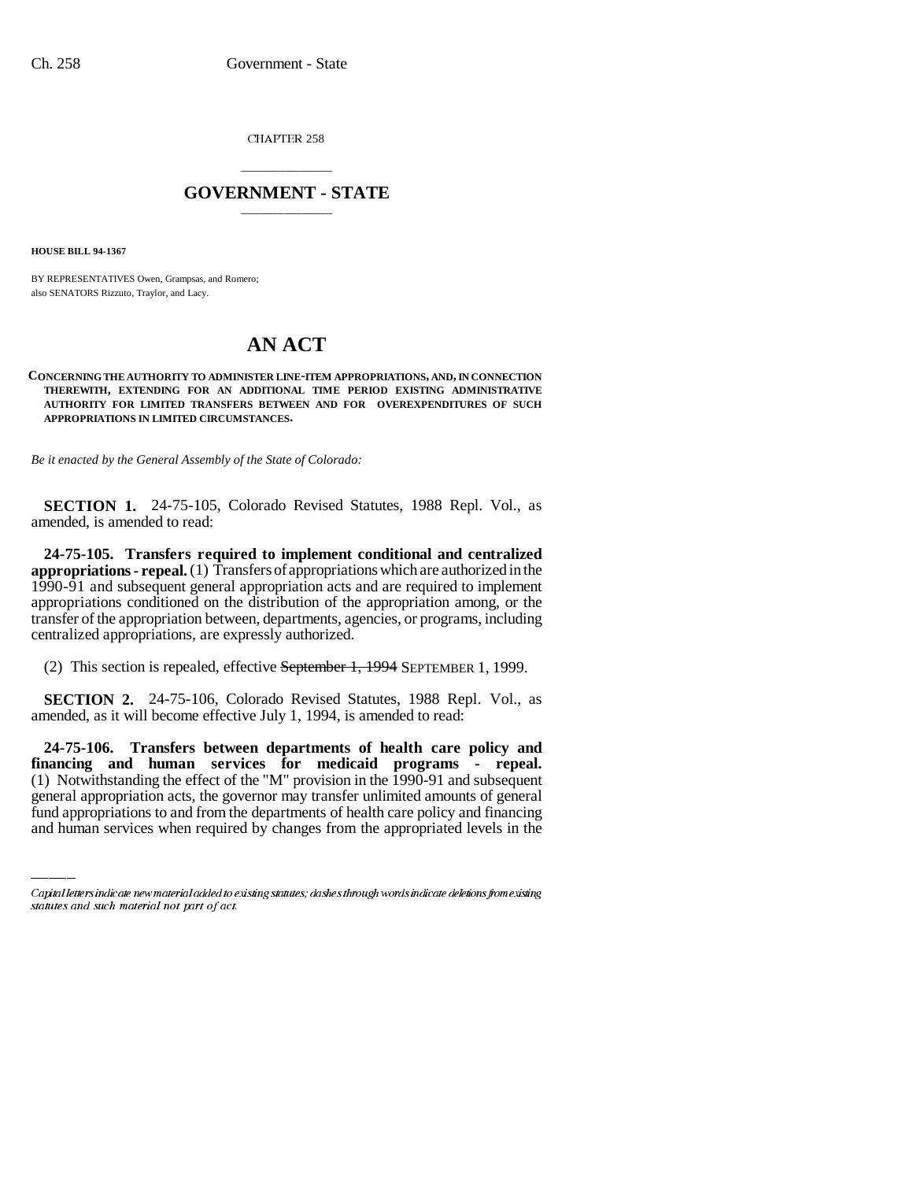CHAPTER 258

# GOVERNMENT - STATE

**HOUSE BILL 94-1367**

BY REPRESENTATIVES Owen, Grampsas, and Romero;
also SENATORS Rizzuto, Traylor, and Lacy.

# AN ACT

**CONCERNING THE AUTHORITY TO ADMINISTER LINE-ITEM APPROPRIATIONS, AND, IN CONNECTION THEREWITH, EXTENDING FOR AN ADDITIONAL TIME PERIOD EXISTING ADMINISTRATIVE AUTHORITY FOR LIMITED TRANSFERS BETWEEN AND FOR OVEREXPENDITURES OF SUCH APPROPRIATIONS IN LIMITED CIRCUMSTANCES.**

*Be it enacted by the General Assembly of the State of Colorado:*

**SECTION 1.** 24-75-105, Colorado Revised Statutes, 1988 Repl. Vol., as amended, is amended to read:

**24-75-105. Transfers required to implement conditional and centralized appropriations - repeal.** (1) Transfers of appropriations which are authorized in the 1990-91 and subsequent general appropriation acts and are required to implement appropriations conditioned on the distribution of the appropriation among, or the transfer of the appropriation between, departments, agencies, or programs, including centralized appropriations, are expressly authorized.

(2) This section is repealed, effective ~~September 1, 1994~~ SEPTEMBER 1, 1999.

**SECTION 2.** 24-75-106, Colorado Revised Statutes, 1988 Repl. Vol., as amended, as it will become effective July 1, 1994, is amended to read:

**24-75-106. Transfers between departments of health care policy and financing and human services for medicaid programs - repeal.** (1) Notwithstanding the effect of the "M" provision in the 1990-91 and subsequent general appropriation acts, the governor may transfer unlimited amounts of general fund appropriations to and from the departments of health care policy and financing and human services when required by changes from the appropriated levels in the

Capital letters indicate new material added to existing statutes; dashes through words indicate deletions from existing statutes and such material not part of act.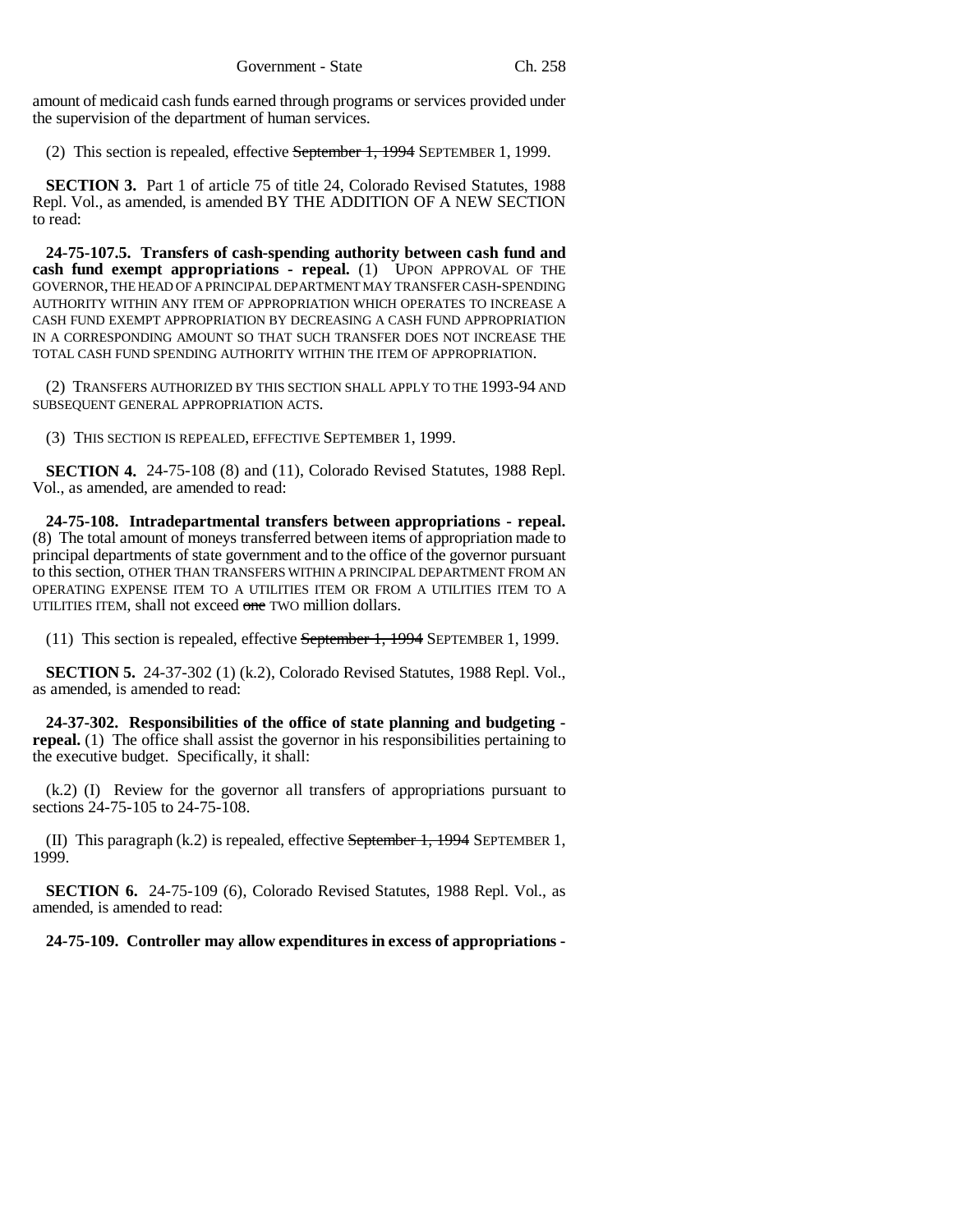amount of medicaid cash funds earned through programs or services provided under the supervision of the department of human services.

(2) This section is repealed, effective ~~September 1, 1994~~ SEPTEMBER 1, 1999.

**SECTION 3.** Part 1 of article 75 of title 24, Colorado Revised Statutes, 1988 Repl. Vol., as amended, is amended BY THE ADDITION OF A NEW SECTION to read:

**24-75-107.5. Transfers of cash-spending authority between cash fund and cash fund exempt appropriations - repeal.** (1) UPON APPROVAL OF THE GOVERNOR, THE HEAD OF A PRINCIPAL DEPARTMENT MAY TRANSFER CASH-SPENDING AUTHORITY WITHIN ANY ITEM OF APPROPRIATION WHICH OPERATES TO INCREASE A CASH FUND EXEMPT APPROPRIATION BY DECREASING A CASH FUND APPROPRIATION IN A CORRESPONDING AMOUNT SO THAT SUCH TRANSFER DOES NOT INCREASE THE TOTAL CASH FUND SPENDING AUTHORITY WITHIN THE ITEM OF APPROPRIATION.

(2) TRANSFERS AUTHORIZED BY THIS SECTION SHALL APPLY TO THE 1993-94 AND SUBSEQUENT GENERAL APPROPRIATION ACTS.

(3) THIS SECTION IS REPEALED, EFFECTIVE SEPTEMBER 1, 1999.

**SECTION 4.** 24-75-108 (8) and (11), Colorado Revised Statutes, 1988 Repl. Vol., as amended, are amended to read:

**24-75-108. Intradepartmental transfers between appropriations - repeal.** (8) The total amount of moneys transferred between items of appropriation made to principal departments of state government and to the office of the governor pursuant to this section, OTHER THAN TRANSFERS WITHIN A PRINCIPAL DEPARTMENT FROM AN OPERATING EXPENSE ITEM TO A UTILITIES ITEM OR FROM A UTILITIES ITEM TO A UTILITIES ITEM, shall not exceed ~~one~~ TWO million dollars.

(11) This section is repealed, effective ~~September 1, 1994~~ SEPTEMBER 1, 1999.

**SECTION 5.** 24-37-302 (1) (k.2), Colorado Revised Statutes, 1988 Repl. Vol., as amended, is amended to read:

**24-37-302. Responsibilities of the office of state planning and budgeting - repeal.** (1) The office shall assist the governor in his responsibilities pertaining to the executive budget. Specifically, it shall:

(k.2) (I) Review for the governor all transfers of appropriations pursuant to sections 24-75-105 to 24-75-108.

(II) This paragraph (k.2) is repealed, effective ~~September 1, 1994~~ SEPTEMBER 1, 1999.

**SECTION 6.** 24-75-109 (6), Colorado Revised Statutes, 1988 Repl. Vol., as amended, is amended to read:

**24-75-109. Controller may allow expenditures in excess of appropriations -**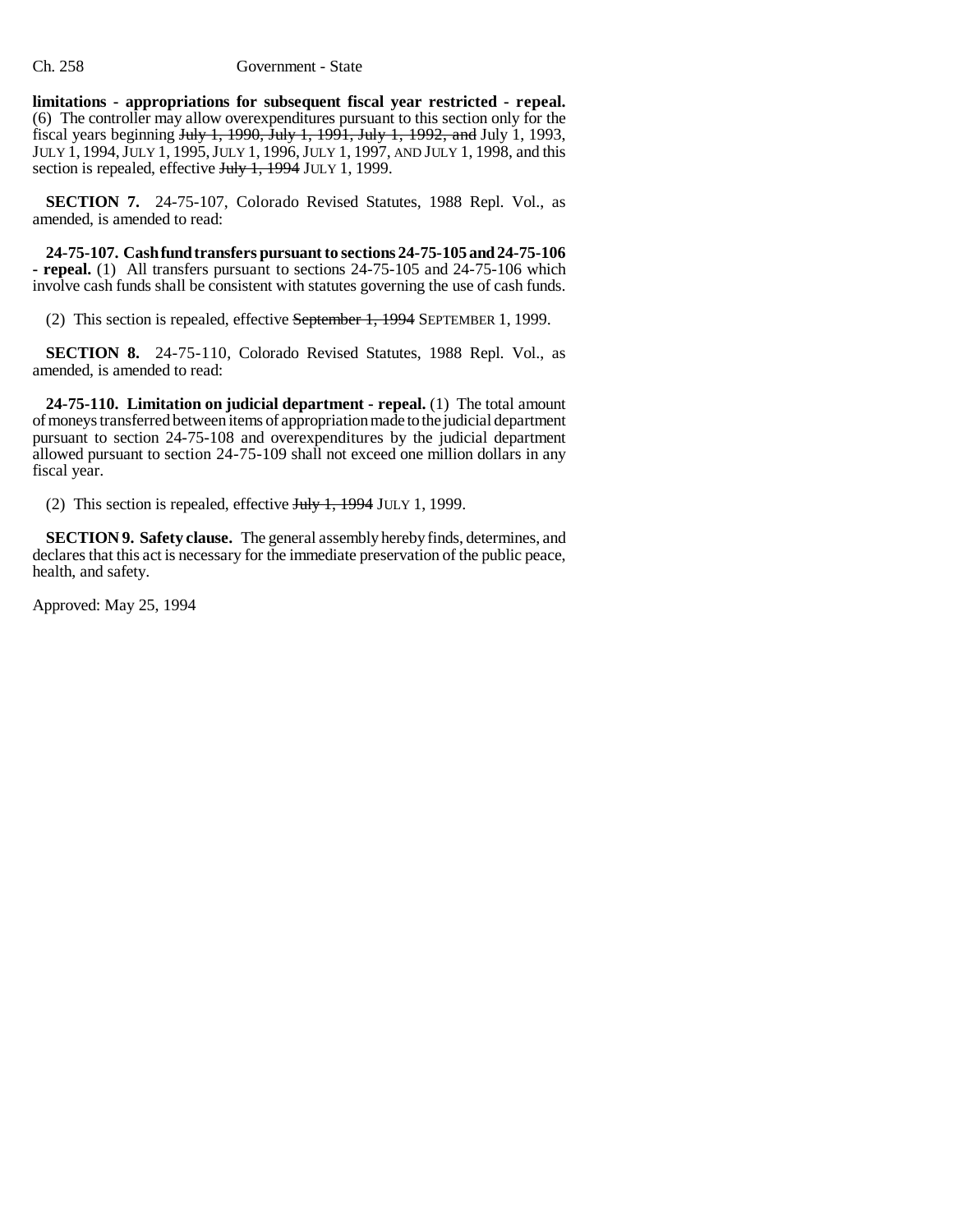**limitations - appropriations for subsequent fiscal year restricted - repeal.** (6) The controller may allow overexpenditures pursuant to this section only for the fiscal years beginning ~~July 1, 1990, July 1, 1991, July 1, 1992, and~~ July 1, 1993, JULY 1, 1994, JULY 1, 1995, JULY 1, 1996, JULY 1, 1997, AND JULY 1, 1998, and this section is repealed, effective ~~July 1, 1994~~ JULY 1, 1999.

**SECTION 7.** 24-75-107, Colorado Revised Statutes, 1988 Repl. Vol., as amended, is amended to read:

**24-75-107. Cash fund transfers pursuant to sections 24-75-105 and 24-75-106 - repeal.** (1) All transfers pursuant to sections 24-75-105 and 24-75-106 which involve cash funds shall be consistent with statutes governing the use of cash funds.

(2) This section is repealed, effective ~~September 1, 1994~~ SEPTEMBER 1, 1999.

**SECTION 8.** 24-75-110, Colorado Revised Statutes, 1988 Repl. Vol., as amended, is amended to read:

**24-75-110. Limitation on judicial department - repeal.** (1) The total amount of moneys transferred between items of appropriation made to the judicial department pursuant to section 24-75-108 and overexpenditures by the judicial department allowed pursuant to section 24-75-109 shall not exceed one million dollars in any fiscal year.

(2) This section is repealed, effective ~~July 1, 1994~~ JULY 1, 1999.

**SECTION 9. Safety clause.** The general assembly hereby finds, determines, and declares that this act is necessary for the immediate preservation of the public peace, health, and safety.

Approved: May 25, 1994